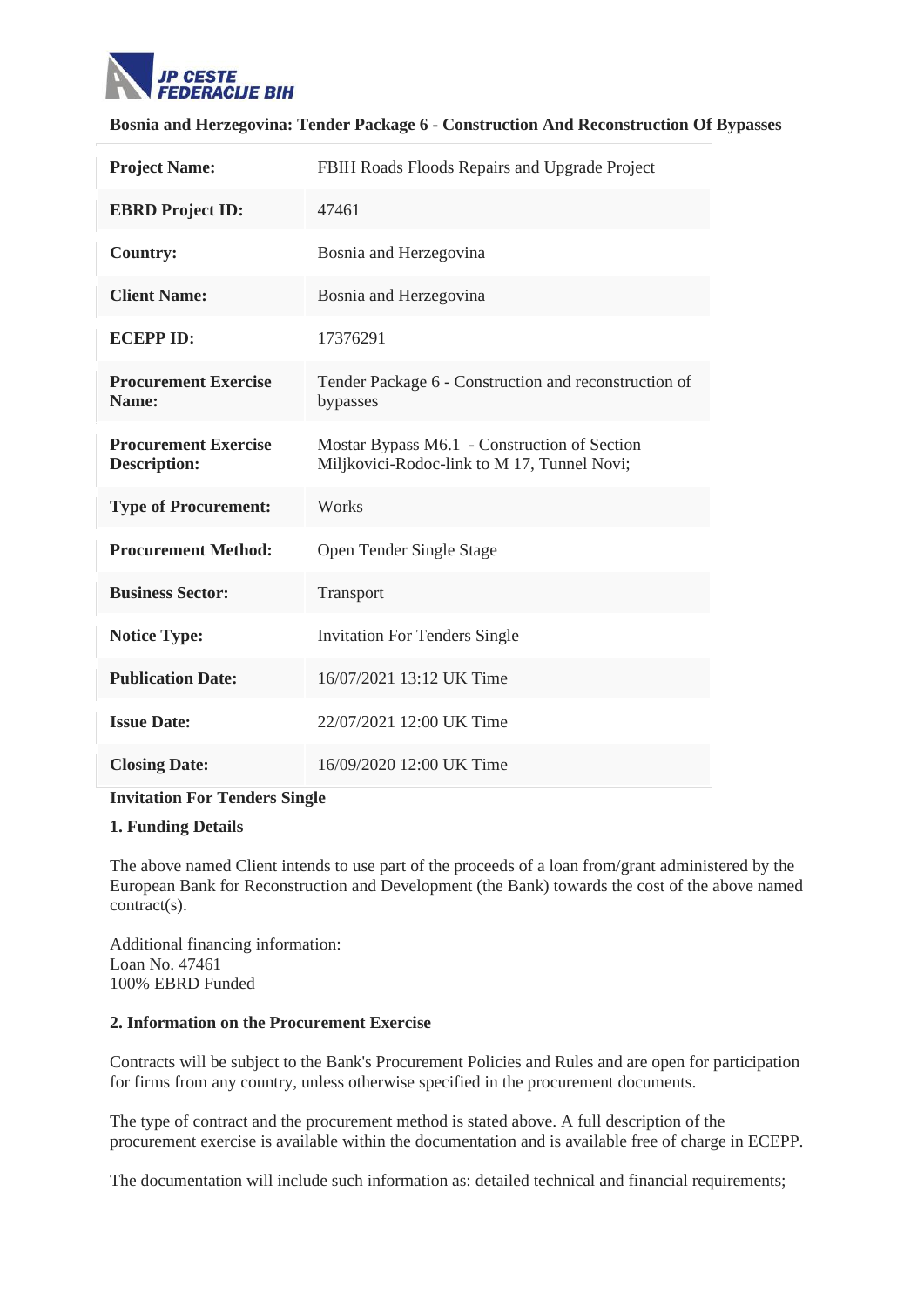**JP CESTE FEDERACIJE BIH**

## Bosnia and Herzegovina: Tender Package 6 - Construction And Reconstruction Of Bypasses

| | |
|---|---|
| **Project Name:** | FBIH Roads Floods Repairs and Upgrade Project |
| **EBRD Project ID:** | 47461 |
| **Country:** | Bosnia and Herzegovina |
| **Client Name:** | Bosnia and Herzegovina |
| **ECEPP ID:** | 17376291 |
| **Procurement Exercise Name:** | Tender Package 6 - Construction and reconstruction of bypasses |
| **Procurement Exercise Description:** | Mostar Bypass M6.1 - Construction of Section Miljkovici-Rodoc-link to M 17, Tunnel Novi; |
| **Type of Procurement:** | Works |
| **Procurement Method:** | Open Tender Single Stage |
| **Business Sector:** | Transport |
| **Notice Type:** | Invitation For Tenders Single |
| **Publication Date:** | 16/07/2021 13:12 UK Time |
| **Issue Date:** | 22/07/2021 12:00 UK Time |
| **Closing Date:** | 16/09/2020 12:00 UK Time |

**Invitation For Tenders Single**

### 1. Funding Details

The above named Client intends to use part of the proceeds of a loan from/grant administered by the European Bank for Reconstruction and Development (the Bank) towards the cost of the above named contract(s).

Additional financing information:
Loan No. 47461
100% EBRD Funded

### 2. Information on the Procurement Exercise

Contracts will be subject to the Bank's Procurement Policies and Rules and are open for participation for firms from any country, unless otherwise specified in the procurement documents.

The type of contract and the procurement method is stated above. A full description of the procurement exercise is available within the documentation and is available free of charge in ECEPP.

The documentation will include such information as: detailed technical and financial requirements;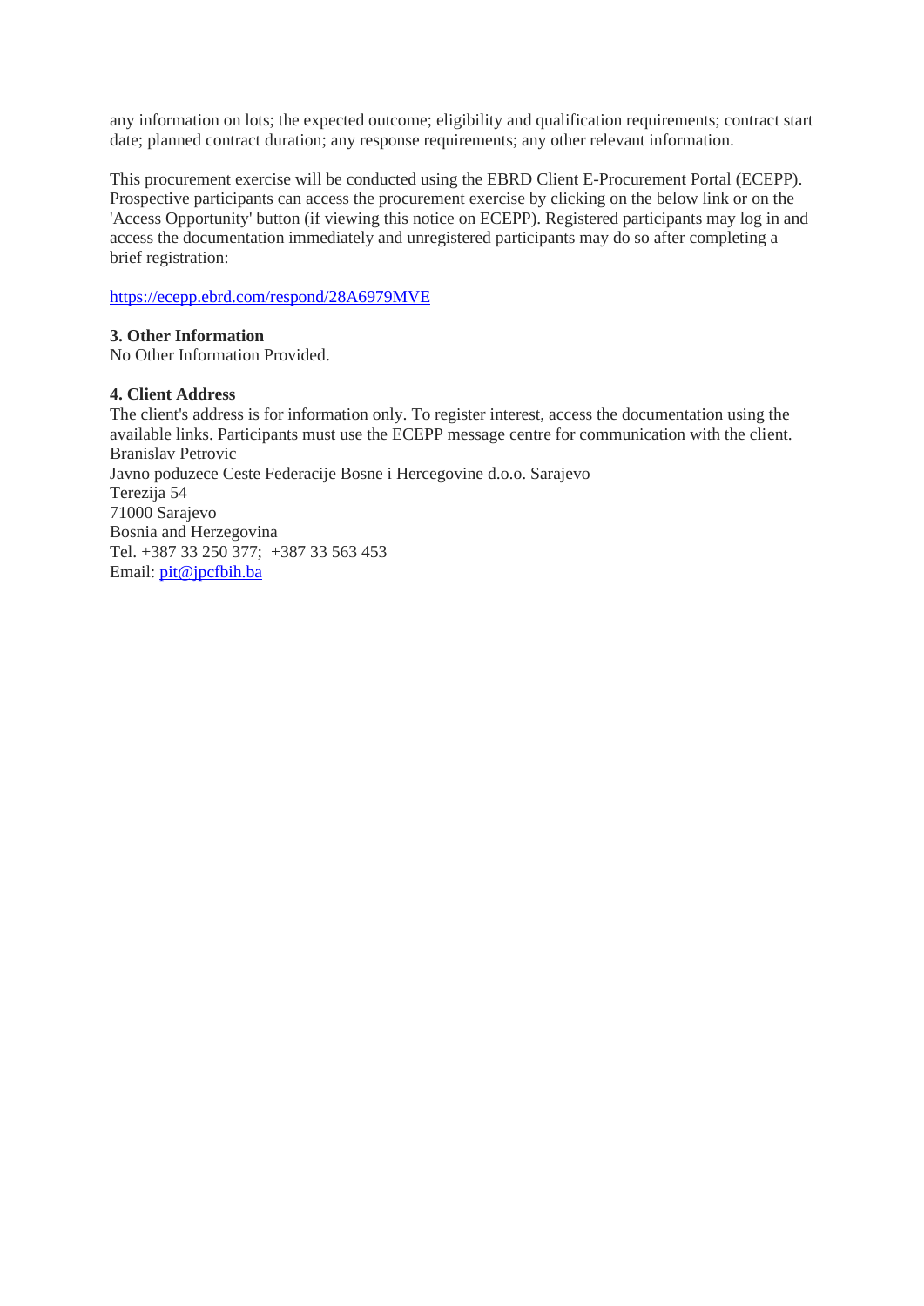any information on lots; the expected outcome; eligibility and qualification requirements; contract start date; planned contract duration; any response requirements; any other relevant information.

This procurement exercise will be conducted using the EBRD Client E-Procurement Portal (ECEPP). Prospective participants can access the procurement exercise by clicking on the below link or on the 'Access Opportunity' button (if viewing this notice on ECEPP). Registered participants may log in and access the documentation immediately and unregistered participants may do so after completing a brief registration:

https://ecepp.ebrd.com/respond/28A6979MVE

**3. Other Information**
No Other Information Provided.

**4. Client Address**
The client's address is for information only. To register interest, access the documentation using the available links. Participants must use the ECEPP message centre for communication with the client.
Branislav Petrovic
Javno poduzece Ceste Federacije Bosne i Hercegovine d.o.o. Sarajevo
Terezija 54
71000 Sarajevo
Bosnia and Herzegovina
Tel. +387 33 250 377; +387 33 563 453
Email: pit@jpcfbih.ba